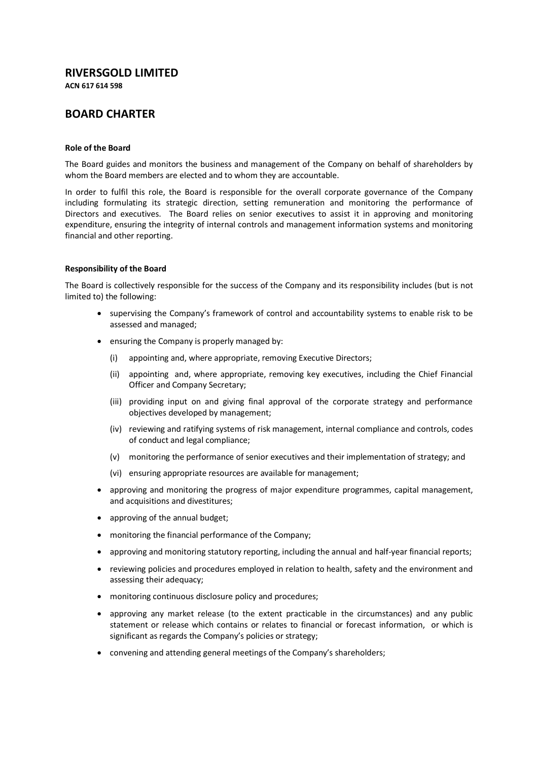# RIVERSGOLD LIMITED

**ACN 617 614 598**

## BOARD CHARTER

**Role of the Board**

The Board guides and monitors the business and management of the Company on behalf of shareholders by whom the Board members are elected and to whom they are accountable.

In order to fulfil this role, the Board is responsible for the overall corporate governance of the Company including formulating its strategic direction, setting remuneration and monitoring the performance of Directors and executives. The Board relies on senior executives to assist it in approving and monitoring expenditure, ensuring the integrity of internal controls and management information systems and monitoring financial and other reporting.

**Responsibility of the Board**

The Board is collectively responsible for the success of the Company and its responsibility includes (but is not limited to) the following:

- supervising the Company's framework of control and accountability systems to enable risk to be assessed and managed;
- ensuring the Company is properly managed by:
  - (i) appointing and, where appropriate, removing Executive Directors;
  - (ii) appointing and, where appropriate, removing key executives, including the Chief Financial Officer and Company Secretary;
  - (iii) providing input on and giving final approval of the corporate strategy and performance objectives developed by management;
  - (iv) reviewing and ratifying systems of risk management, internal compliance and controls, codes of conduct and legal compliance;
  - (v) monitoring the performance of senior executives and their implementation of strategy; and
  - (vi) ensuring appropriate resources are available for management;
- approving and monitoring the progress of major expenditure programmes, capital management, and acquisitions and divestitures;
- approving of the annual budget;
- monitoring the financial performance of the Company;
- approving and monitoring statutory reporting, including the annual and half-year financial reports;
- reviewing policies and procedures employed in relation to health, safety and the environment and assessing their adequacy;
- monitoring continuous disclosure policy and procedures;
- approving any market release (to the extent practicable in the circumstances) and any public statement or release which contains or relates to financial or forecast information, or which is significant as regards the Company's policies or strategy;
- convening and attending general meetings of the Company's shareholders;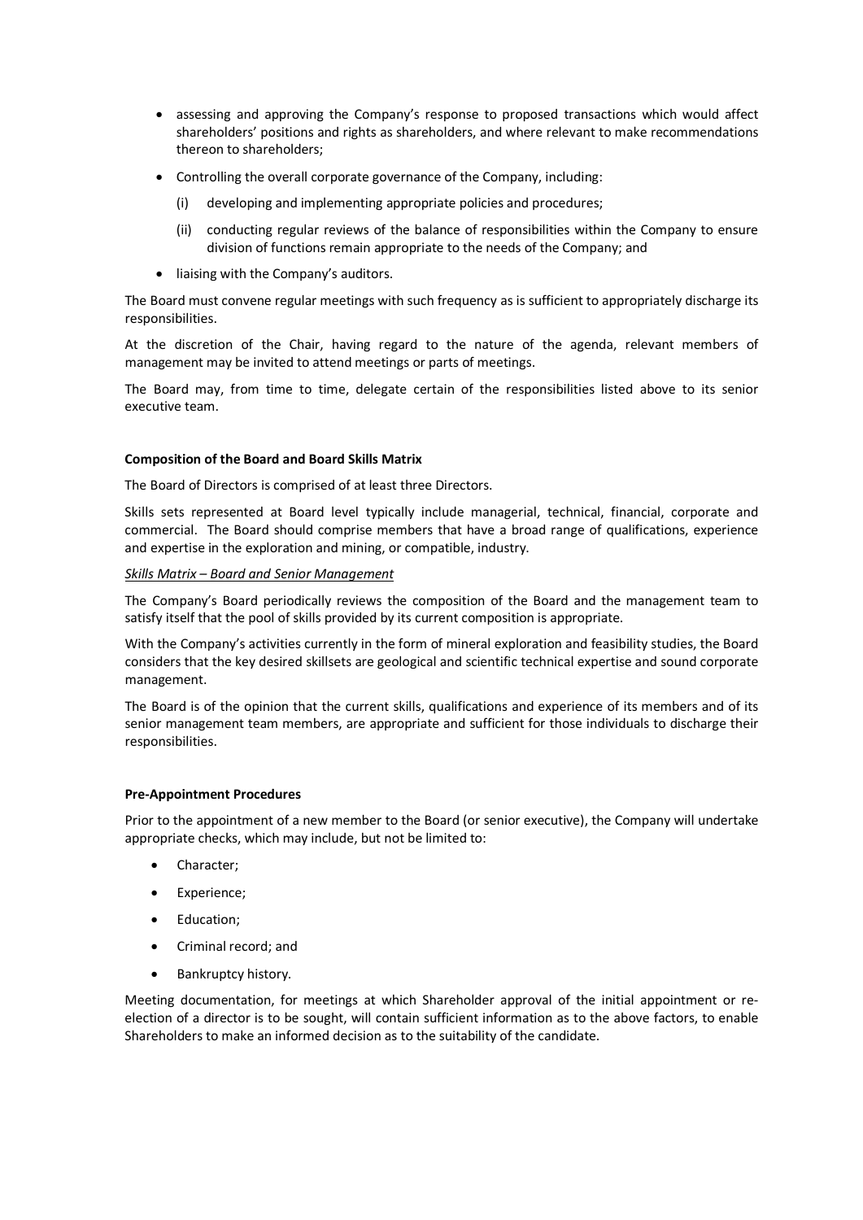- assessing and approving the Company's response to proposed transactions which would affect shareholders' positions and rights as shareholders, and where relevant to make recommendations thereon to shareholders;
- Controlling the overall corporate governance of the Company, including:
  - (i) developing and implementing appropriate policies and procedures;
  - (ii) conducting regular reviews of the balance of responsibilities within the Company to ensure division of functions remain appropriate to the needs of the Company; and
- liaising with the Company's auditors.

The Board must convene regular meetings with such frequency as is sufficient to appropriately discharge its responsibilities.

At the discretion of the Chair, having regard to the nature of the agenda, relevant members of management may be invited to attend meetings or parts of meetings.

The Board may, from time to time, delegate certain of the responsibilities listed above to its senior executive team.

**Composition of the Board and Board Skills Matrix**

The Board of Directors is comprised of at least three Directors.

Skills sets represented at Board level typically include managerial, technical, financial, corporate and commercial. The Board should comprise members that have a broad range of qualifications, experience and expertise in the exploration and mining, or compatible, industry.

*Skills Matrix – Board and Senior Management*

The Company's Board periodically reviews the composition of the Board and the management team to satisfy itself that the pool of skills provided by its current composition is appropriate.

With the Company's activities currently in the form of mineral exploration and feasibility studies, the Board considers that the key desired skillsets are geological and scientific technical expertise and sound corporate management.

The Board is of the opinion that the current skills, qualifications and experience of its members and of its senior management team members, are appropriate and sufficient for those individuals to discharge their responsibilities.

**Pre-Appointment Procedures**

Prior to the appointment of a new member to the Board (or senior executive), the Company will undertake appropriate checks, which may include, but not be limited to:

- Character;
- Experience;
- Education;
- Criminal record; and
- Bankruptcy history.

Meeting documentation, for meetings at which Shareholder approval of the initial appointment or re-election of a director is to be sought, will contain sufficient information as to the above factors, to enable Shareholders to make an informed decision as to the suitability of the candidate.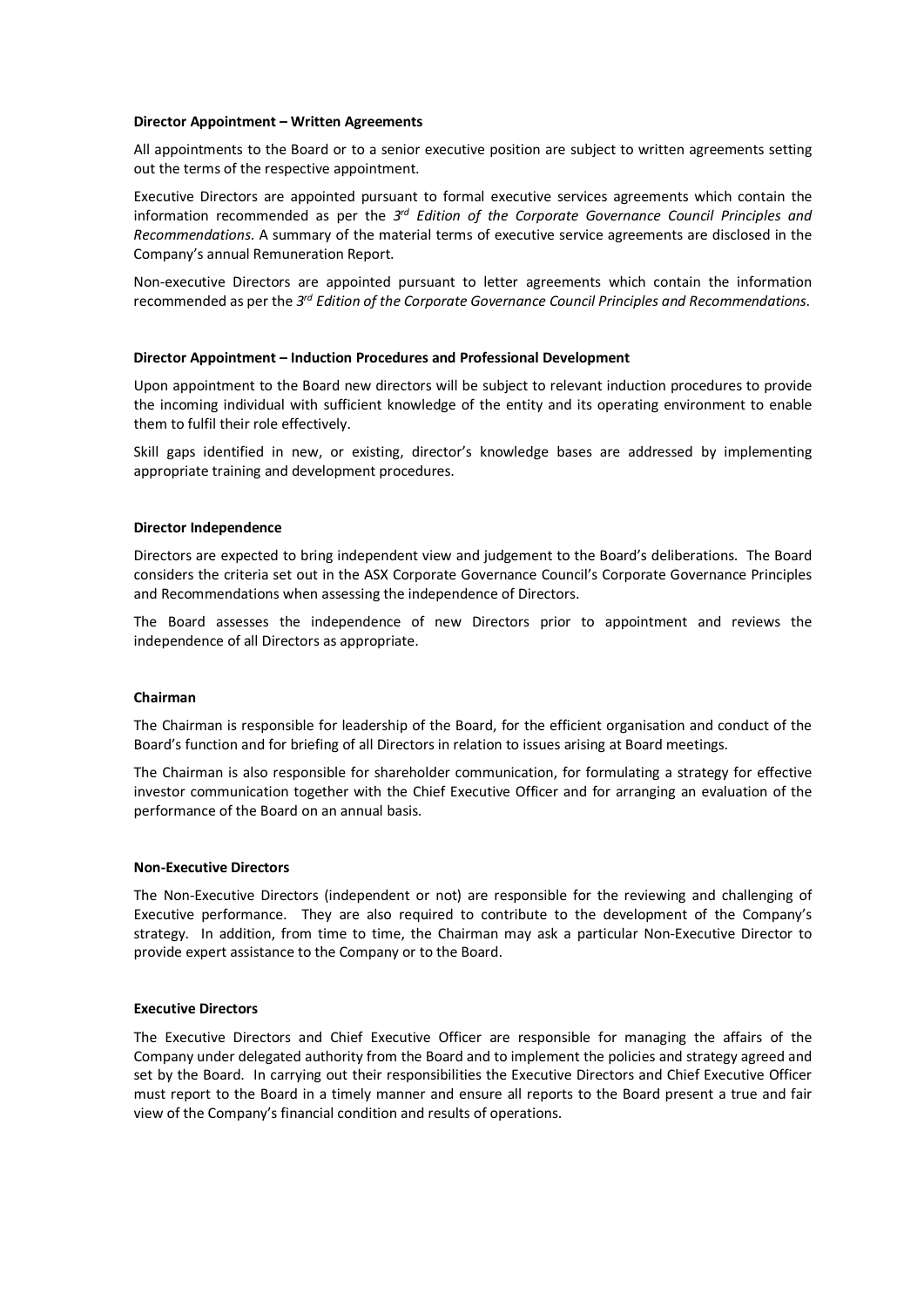**Director Appointment – Written Agreements**

All appointments to the Board or to a senior executive position are subject to written agreements setting out the terms of the respective appointment.

Executive Directors are appointed pursuant to formal executive services agreements which contain the information recommended as per the *3rd Edition of the Corporate Governance Council Principles and Recommendations*. A summary of the material terms of executive service agreements are disclosed in the Company's annual Remuneration Report.

Non-executive Directors are appointed pursuant to letter agreements which contain the information recommended as per the *3rd Edition of the Corporate Governance Council Principles and Recommendations*.

**Director Appointment – Induction Procedures and Professional Development**

Upon appointment to the Board new directors will be subject to relevant induction procedures to provide the incoming individual with sufficient knowledge of the entity and its operating environment to enable them to fulfil their role effectively.

Skill gaps identified in new, or existing, director's knowledge bases are addressed by implementing appropriate training and development procedures.

**Director Independence**

Directors are expected to bring independent view and judgement to the Board's deliberations. The Board considers the criteria set out in the ASX Corporate Governance Council's Corporate Governance Principles and Recommendations when assessing the independence of Directors.

The Board assesses the independence of new Directors prior to appointment and reviews the independence of all Directors as appropriate.

**Chairman**

The Chairman is responsible for leadership of the Board, for the efficient organisation and conduct of the Board's function and for briefing of all Directors in relation to issues arising at Board meetings.

The Chairman is also responsible for shareholder communication, for formulating a strategy for effective investor communication together with the Chief Executive Officer and for arranging an evaluation of the performance of the Board on an annual basis.

**Non-Executive Directors**

The Non-Executive Directors (independent or not) are responsible for the reviewing and challenging of Executive performance. They are also required to contribute to the development of the Company's strategy. In addition, from time to time, the Chairman may ask a particular Non-Executive Director to provide expert assistance to the Company or to the Board.

**Executive Directors**

The Executive Directors and Chief Executive Officer are responsible for managing the affairs of the Company under delegated authority from the Board and to implement the policies and strategy agreed and set by the Board. In carrying out their responsibilities the Executive Directors and Chief Executive Officer must report to the Board in a timely manner and ensure all reports to the Board present a true and fair view of the Company's financial condition and results of operations.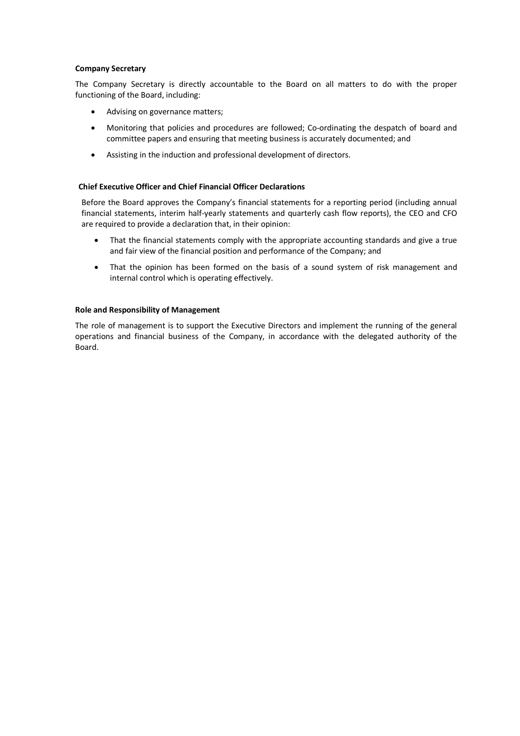**Company Secretary**

The Company Secretary is directly accountable to the Board on all matters to do with the proper functioning of the Board, including:

- Advising on governance matters;
- Monitoring that policies and procedures are followed; Co-ordinating the despatch of board and committee papers and ensuring that meeting business is accurately documented; and
- Assisting in the induction and professional development of directors.

**Chief Executive Officer and Chief Financial Officer Declarations**

Before the Board approves the Company's financial statements for a reporting period (including annual financial statements, interim half-yearly statements and quarterly cash flow reports), the CEO and CFO are required to provide a declaration that, in their opinion:

- That the financial statements comply with the appropriate accounting standards and give a true and fair view of the financial position and performance of the Company; and
- That the opinion has been formed on the basis of a sound system of risk management and internal control which is operating effectively.

**Role and Responsibility of Management**

The role of management is to support the Executive Directors and implement the running of the general operations and financial business of the Company, in accordance with the delegated authority of the Board.